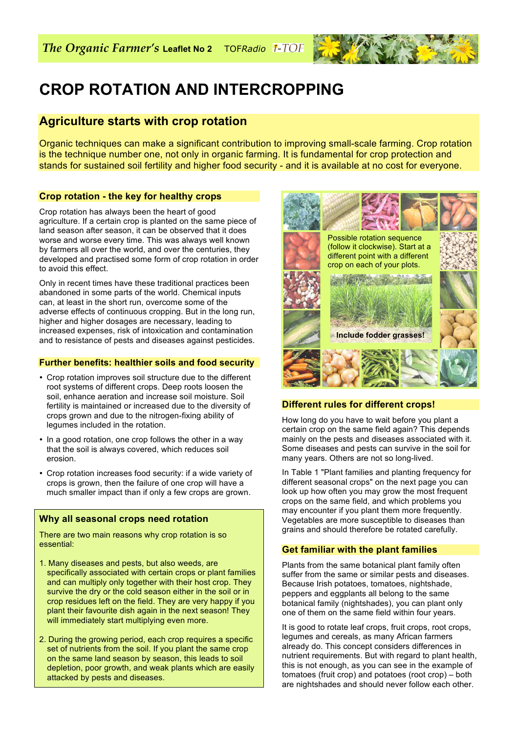*The Organic Farmer's* **Leaflet No 2** TOF*Radio* i-TOF

# CROP ROTATION AND INTERCROPPING

## Agriculture starts with crop rotation

Organic techniques can make a significant contribution to improving small-scale farming. Crop rotation is the technique number one, not only in organic farming. It is fundamental for crop protection and stands for sustained soil fertility and higher food security - and it is available at no cost for everyone.

### Crop rotation - the key for healthy crops

Crop rotation has always been the heart of good agriculture. If a certain crop is planted on the same piece of land season after season, it can be observed that it does worse and worse every time. This was always well known by farmers all over the world, and over the centuries, they developed and practised some form of crop rotation in order to avoid this effect.

Only in recent times have these traditional practices been abandoned in some parts of the world. Chemical inputs can, at least in the short run, overcome some of the adverse effects of continuous cropping. But in the long run, higher and higher dosages are necessary, leading to increased expenses, risk of intoxication and contamination and to resistance of pests and diseases against pesticides.

### Further benefits: healthier soils and food security

- Crop rotation improves soil structure due to the different root systems of different crops. Deep roots loosen the soil, enhance aeration and increase soil moisture. Soil fertility is maintained or increased due to the diversity of crops grown and due to the nitrogen-fixing ability of legumes included in the rotation.
- In a good rotation, one crop follows the other in a way that the soil is always covered, which reduces soil erosion.
- Crop rotation increases food security: if a wide variety of crops is grown, then the failure of one crop will have a much smaller impact than if only a few crops are grown.

### Why all seasonal crops need rotation

There are two main reasons why crop rotation is so essential:

1. Many diseases and pests, but also weeds, are specifically associated with certain crops or plant families and can multiply only together with their host crop. They survive the dry or the cold season either in the soil or in crop residues left on the field. They are very happy if you plant their favourite dish again in the next season! They will immediately start multiplying even more.
2. During the growing period, each crop requires a specific set of nutrients from the soil. If you plant the same crop on the same land season by season, this leads to soil depletion, poor growth, and weak plants which are easily attacked by pests and diseases.

Possible rotation sequence (follow it clockwise). Start at a different point with a different crop on each of your plots.

**Include fodder grasses!**

### Different rules for different crops!

How long do you have to wait before you plant a certain crop on the same field again? This depends mainly on the pests and diseases associated with it. Some diseases and pests can survive in the soil for many years. Others are not so long-lived.

In Table 1 "Plant families and planting frequency for different seasonal crops" on the next page you can look up how often you may grow the most frequent crops on the same field, and which problems you may encounter if you plant them more frequently. Vegetables are more susceptible to diseases than grains and should therefore be rotated carefully.

### Get familiar with the plant families

Plants from the same botanical plant family often suffer from the same or similar pests and diseases. Because Irish potatoes, tomatoes, nightshade, peppers and eggplants all belong to the same botanical family (nightshades), you can plant only one of them on the same field within four years.

It is good to rotate leaf crops, fruit crops, root crops, legumes and cereals, as many African farmers already do. This concept considers differences in nutrient requirements. But with regard to plant health, this is not enough, as you can see in the example of tomatoes (fruit crop) and potatoes (root crop) – both are nightshades and should never follow each other.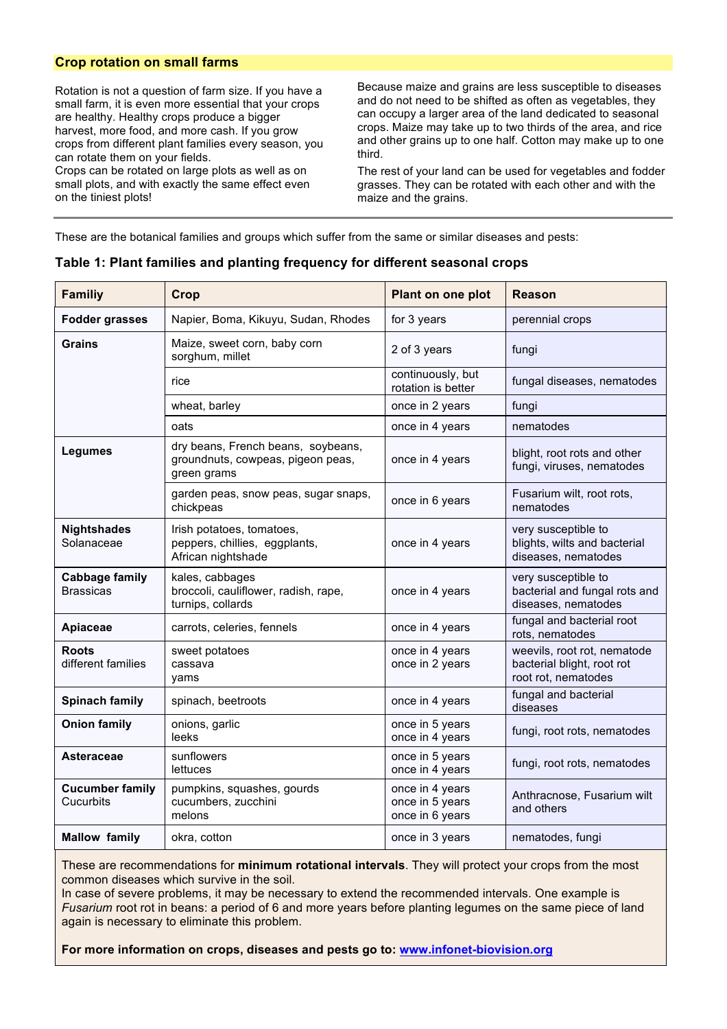## Crop rotation on small farms

Rotation is not a question of farm size. If you have a small farm, it is even more essential that your crops are healthy. Healthy crops produce a bigger harvest, more food, and more cash. If you grow crops from different plant families every season, you can rotate them on your fields.
Crops can be rotated on large plots as well as on small plots, and with exactly the same effect even on the tiniest plots!

Because maize and grains are less susceptible to diseases and do not need to be shifted as often as vegetables, they can occupy a larger area of the land dedicated to seasonal crops. Maize may take up to two thirds of the area, and rice and other grains up to one half. Cotton may make up to one third.

The rest of your land can be used for vegetables and fodder grasses. They can be rotated with each other and with the maize and the grains.

---

These are the botanical families and groups which suffer from the same or similar diseases and pests:

### Table 1: Plant families and planting frequency for different seasonal crops

| Familiy | Crop | Plant on one plot | Reason |
|---|---|---|---|
| **Fodder grasses** | Napier, Boma, Kikuyu, Sudan, Rhodes | for 3 years | perennial crops |
| **Grains** | Maize, sweet corn, baby corn sorghum, millet | 2 of 3 years | fungi |
| | rice | continuously, but rotation is better | fungal diseases, nematodes |
| | wheat, barley | once in 2 years | fungi |
| | oats | once in 4 years | nematodes |
| **Legumes** | dry beans, French beans, soybeans, groundnuts, cowpeas, pigeon peas, green grams | once in 4 years | blight, root rots and other fungi, viruses, nematodes |
| | garden peas, snow peas, sugar snaps, chickpeas | once in 6 years | Fusarium wilt, root rots, nematodes |
| **Nightshades** Solanaceae | Irish potatoes, tomatoes, peppers, chillies, eggplants, African nightshade | once in 4 years | very susceptible to blights, wilts and bacterial diseases, nematodes |
| **Cabbage family** Brassicas | kales, cabbages broccoli, cauliflower, radish, rape, turnips, collards | once in 4 years | very susceptible to bacterial and fungal rots and diseases, nematodes |
| **Apiaceae** | carrots, celeries, fennels | once in 4 years | fungal and bacterial root rots, nematodes |
| **Roots** different families | sweet potatoes<br>cassava<br>yams | once in 4 years<br>once in 2 years | weevils, root rot, nematode<br>bacterial blight, root rot<br>root rot, nematodes |
| **Spinach family** | spinach, beetroots | once in 4 years | fungal and bacterial diseases |
| **Onion family** | onions, garlic<br>leeks | once in 5 years<br>once in 4 years | fungi, root rots, nematodes |
| **Asteraceae** | sunflowers<br>lettuces | once in 5 years<br>once in 4 years | fungi, root rots, nematodes |
| **Cucumber family** Cucurbits | pumpkins, squashes, gourds<br>cucumbers, zucchini<br>melons | once in 4 years<br>once in 5 years<br>once in 6 years | Anthracnose, Fusarium wilt and others |
| **Mallow family** | okra, cotton | once in 3 years | nematodes, fungi |

These are recommendations for **minimum rotational intervals**. They will protect your crops from the most common diseases which survive in the soil.
In case of severe problems, it may be necessary to extend the recommended intervals. One example is *Fusarium* root rot in beans: a period of 6 and more years before planting legumes on the same piece of land again is necessary to eliminate this problem.

**For more information on crops, diseases and pests go to: [www.infonet-biovision.org](www.infonet-biovision.org)**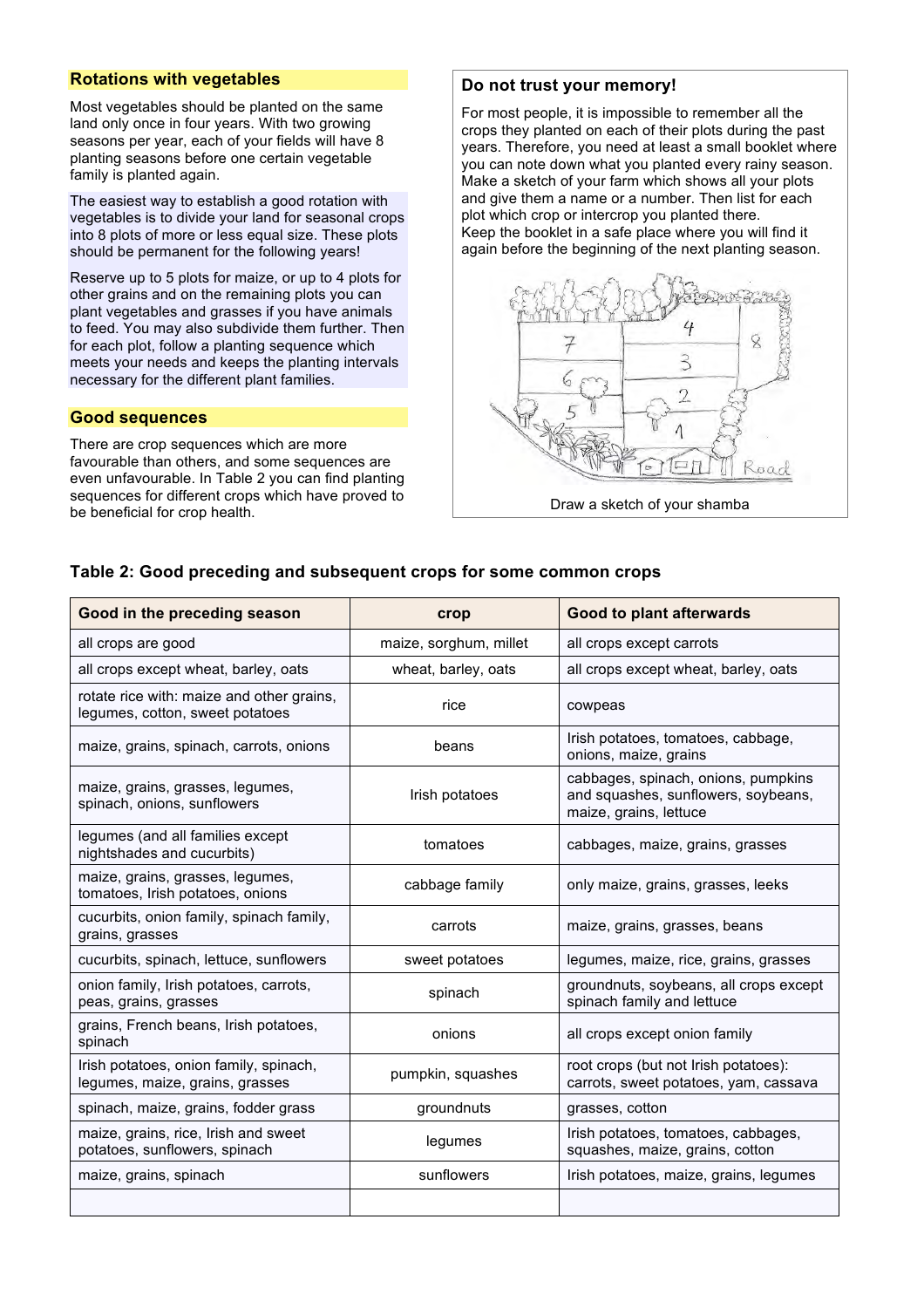## Rotations with vegetables

Most vegetables should be planted on the same land only once in four years. With two growing seasons per year, each of your fields will have 8 planting seasons before one certain vegetable family is planted again.

The easiest way to establish a good rotation with vegetables is to divide your land for seasonal crops into 8 plots of more or less equal size. These plots should be permanent for the following years!

Reserve up to 5 plots for maize, or up to 4 plots for other grains and on the remaining plots you can plant vegetables and grasses if you have animals to feed. You may also subdivide them further. Then for each plot, follow a planting sequence which meets your needs and keeps the planting intervals necessary for the different plant families.

## Good sequences

There are crop sequences which are more favourable than others, and some sequences are even unfavourable. In Table 2 you can find planting sequences for different crops which have proved to be beneficial for crop health.

### Do not trust your memory!

For most people, it is impossible to remember all the crops they planted on each of their plots during the past years. Therefore, you need at least a small booklet where you can note down what you planted every rainy season. Make a sketch of your farm which shows all your plots and give them a name or a number. Then list for each plot which crop or intercrop you planted there. Keep the booklet in a safe place where you will find it again before the beginning of the next planting season.

Draw a sketch of your shamba

**Table 2: Good preceding and subsequent crops for some common crops**

| Good in the preceding season | crop | Good to plant afterwards |
|---|---|---|
| all crops are good | maize, sorghum, millet | all crops except carrots |
| all crops except wheat, barley, oats | wheat, barley, oats | all crops except wheat, barley, oats |
| rotate rice with: maize and other grains, legumes, cotton, sweet potatoes | rice | cowpeas |
| maize, grains, spinach, carrots, onions | beans | Irish potatoes, tomatoes, cabbage, onions, maize, grains |
| maize, grains, grasses, legumes, spinach, onions, sunflowers | Irish potatoes | cabbages, spinach, onions, pumpkins and squashes, sunflowers, soybeans, maize, grains, lettuce |
| legumes (and all families except nightshades and cucurbits) | tomatoes | cabbages, maize, grains, grasses |
| maize, grains, grasses, legumes, tomatoes, Irish potatoes, onions | cabbage family | only maize, grains, grasses, leeks |
| cucurbits, onion family, spinach family, grains, grasses | carrots | maize, grains, grasses, beans |
| cucurbits, spinach, lettuce, sunflowers | sweet potatoes | legumes, maize, rice, grains, grasses |
| onion family, Irish potatoes, carrots, peas, grains, grasses | spinach | groundnuts, soybeans, all crops except spinach family and lettuce |
| grains, French beans, Irish potatoes, spinach | onions | all crops except onion family |
| Irish potatoes, onion family, spinach, legumes, maize, grains, grasses | pumpkin, squashes | root crops (but not Irish potatoes): carrots, sweet potatoes, yam, cassava |
| spinach, maize, grains, fodder grass | groundnuts | grasses, cotton |
| maize, grains, rice, Irish and sweet potatoes, sunflowers, spinach | legumes | Irish potatoes, tomatoes, cabbages, squashes, maize, grains, cotton |
| maize, grains, spinach | sunflowers | Irish potatoes, maize, grains, legumes |
| | | |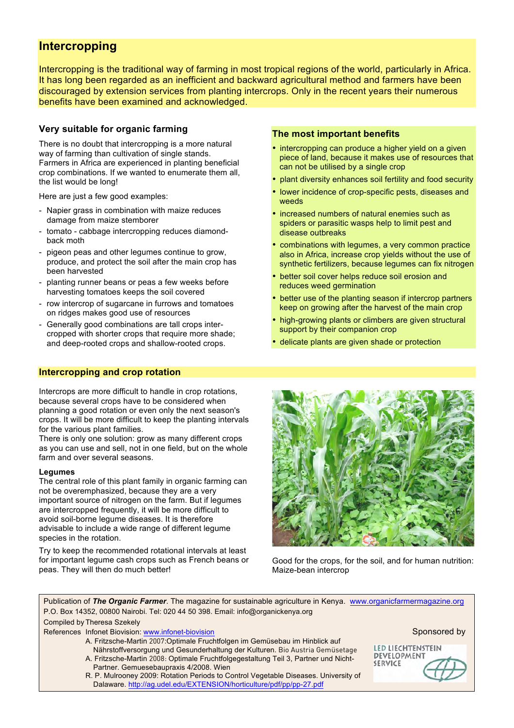# Intercropping

Intercropping is the traditional way of farming in most tropical regions of the world, particularly in Africa. It has long been regarded as an inefficient and backward agricultural method and farmers have been discouraged by extension services from planting intercrops. Only in the recent years their numerous benefits have been examined and acknowledged.

## Very suitable for organic farming

There is no doubt that intercropping is a more natural way of farming than cultivation of single stands. Farmers in Africa are experienced in planting beneficial crop combinations. If we wanted to enumerate them all, the list would be long!

Here are just a few good examples:

- Napier grass in combination with maize reduces damage from maize stemborer
- tomato - cabbage intercropping reduces diamond-back moth
- pigeon peas and other legumes continue to grow, produce, and protect the soil after the main crop has been harvested
- planting runner beans or peas a few weeks before harvesting tomatoes keeps the soil covered
- row intercrop of sugarcane in furrows and tomatoes on ridges makes good use of resources
- Generally good combinations are tall crops inter-cropped with shorter crops that require more shade; and deep-rooted crops and shallow-rooted crops.

## The most important benefits

- intercropping can produce a higher yield on a given piece of land, because it makes use of resources that can not be utilised by a single crop
- plant diversity enhances soil fertility and food security
- lower incidence of crop-specific pests, diseases and weeds
- increased numbers of natural enemies such as spiders or parasitic wasps help to limit pest and disease outbreaks
- combinations with legumes, a very common practice also in Africa, increase crop yields without the use of synthetic fertilizers, because legumes can fix nitrogen
- better soil cover helps reduce soil erosion and reduces weed germination
- better use of the planting season if intercrop partners keep on growing after the harvest of the main crop
- high-growing plants or climbers are given structural support by their companion crop
- delicate plants are given shade or protection

## Intercropping and crop rotation

Intercrops are more difficult to handle in crop rotations, because several crops have to be considered when planning a good rotation or even only the next season's crops. It will be more difficult to keep the planting intervals for the various plant families.
There is only one solution: grow as many different crops as you can use and sell, not in one field, but on the whole farm and over several seasons.

### Legumes

The central role of this plant family in organic farming can not be overemphasized, because they are a very important source of nitrogen on the farm. But if legumes are intercropped frequently, it will be more difficult to avoid soil-borne legume diseases. It is therefore advisable to include a wide range of different legume species in the rotation.

Try to keep the recommended rotational intervals at least for important legume cash crops such as French beans or peas. They will then do much better!

Good for the crops, for the soil, and for human nutrition: Maize-bean intercrop

---

Publication of ***The Organic Farmer***. The magazine for sustainable agriculture in Kenya. www.organicfarmermagazine.org
P.O. Box 14352, 00800 Nairobi. Tel: 020 44 50 398. Email: info@organickenya.org

Compiled by Theresa Szekely

References Infonet Biovision: www.infonet-biovision

- A. Fritzsche-Martin 2007:Optimale Fruchtfolgen im Gemüsebau im Hinblick auf Nährstoffversorgung und Gesunderhaltung der Kulturen. Bio Austria Gemüsetage
- A. Fritzsche-Martin 2008: Optimale Fruchtfolgegestaltung Teil 3, Partner und Nicht-Partner. Gemuesebaupraxis 4/2008. Wien
- R. P. Mulrooney 2009: Rotation Periods to Control Vegetable Diseases. University of Dalaware. http://ag.udel.edu/EXTENSION/horticulture/pdf/pp/pp-27.pdf

Sponsored by

LED LIECHTENSTEIN DEVELOPMENT SERVICE